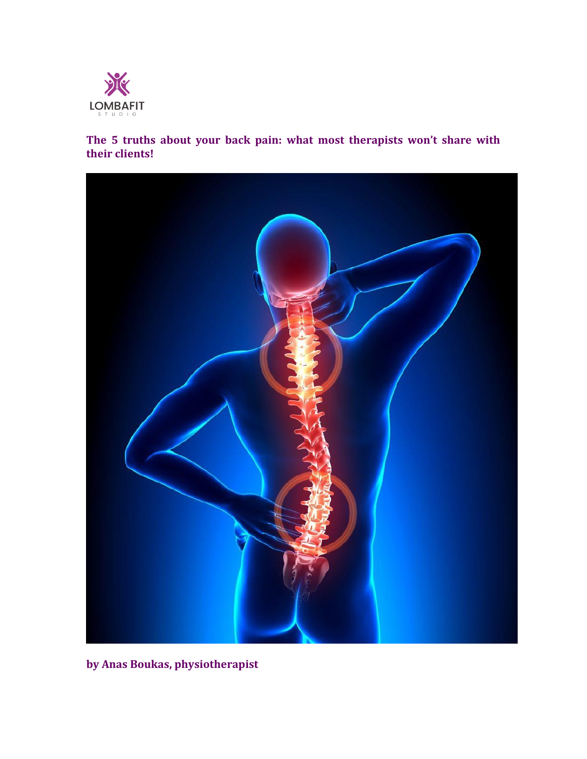LOMBAFIT
STUDIO

# The 5 truths about your back pain: what most therapists won't share with their clients!

**by Anas Boukas, physiotherapist**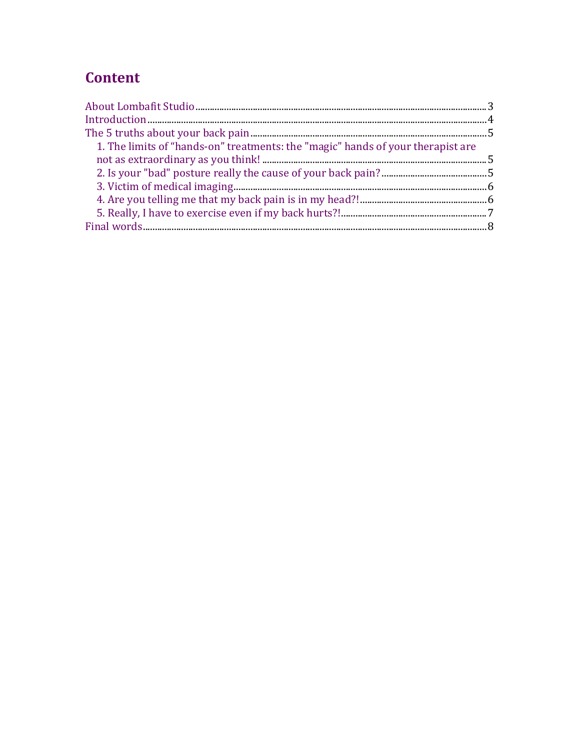# Content

About Lombafit Studio ........ 3
Introduction ........ 4
The 5 truths about your back pain ........ 5
- 1. The limits of “hands-on” treatments: the "magic" hands of your therapist are not as extraordinary as you think! ........ 5
- 2. Is your "bad" posture really the cause of your back pain? ........ 5
- 3. Victim of medical imaging ........ 6
- 4. Are you telling me that my back pain is in my head?! ........ 6
- 5. Really, I have to exercise even if my back hurts?! ........ 7

Final words ........ 8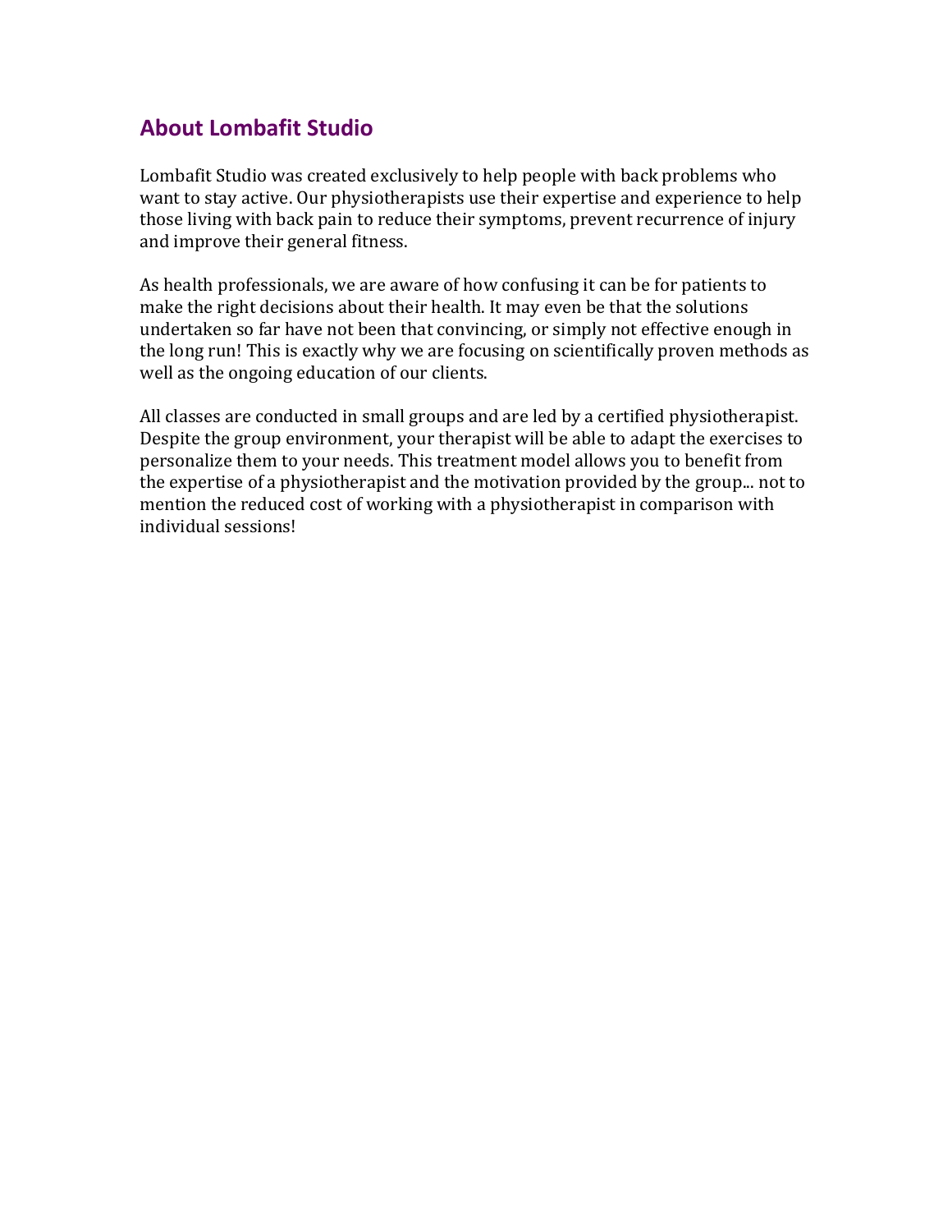## About Lombafit Studio

Lombafit Studio was created exclusively to help people with back problems who want to stay active. Our physiotherapists use their expertise and experience to help those living with back pain to reduce their symptoms, prevent recurrence of injury and improve their general fitness.

As health professionals, we are aware of how confusing it can be for patients to make the right decisions about their health. It may even be that the solutions undertaken so far have not been that convincing, or simply not effective enough in the long run! This is exactly why we are focusing on scientifically proven methods as well as the ongoing education of our clients.

All classes are conducted in small groups and are led by a certified physiotherapist. Despite the group environment, your therapist will be able to adapt the exercises to personalize them to your needs. This treatment model allows you to benefit from the expertise of a physiotherapist and the motivation provided by the group... not to mention the reduced cost of working with a physiotherapist in comparison with individual sessions!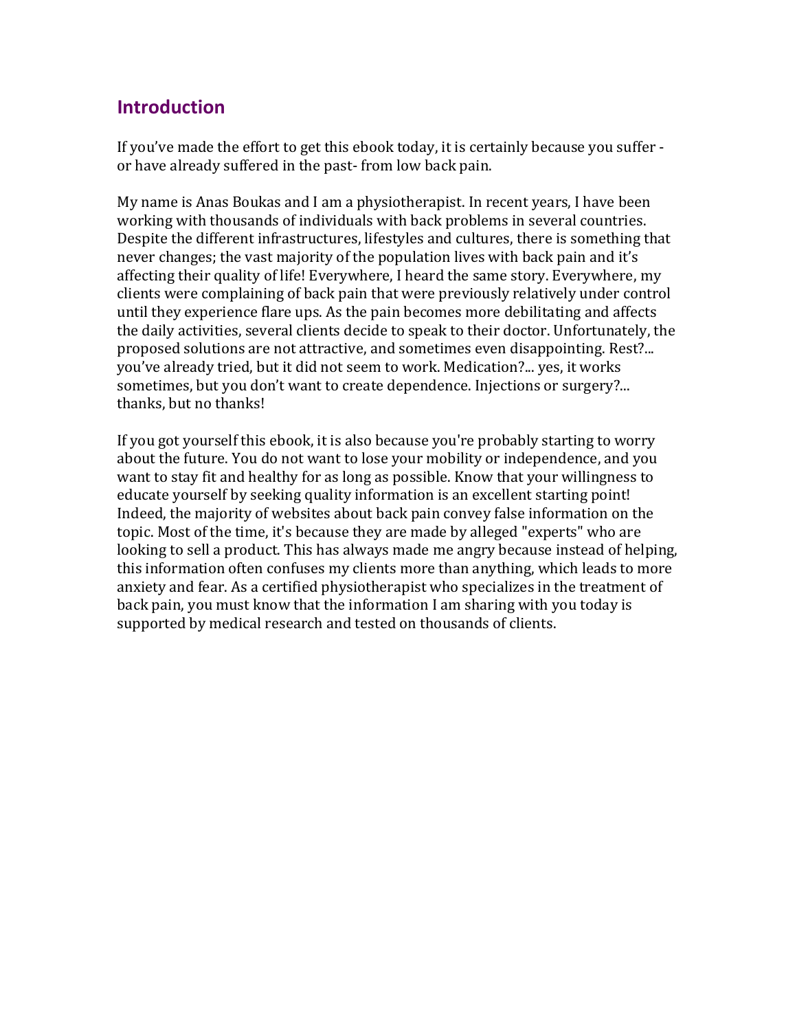## Introduction

If you've made the effort to get this ebook today, it is certainly because you suffer - or have already suffered in the past- from low back pain.

My name is Anas Boukas and I am a physiotherapist. In recent years, I have been working with thousands of individuals with back problems in several countries. Despite the different infrastructures, lifestyles and cultures, there is something that never changes; the vast majority of the population lives with back pain and it's affecting their quality of life! Everywhere, I heard the same story. Everywhere, my clients were complaining of back pain that were previously relatively under control until they experience flare ups. As the pain becomes more debilitating and affects the daily activities, several clients decide to speak to their doctor. Unfortunately, the proposed solutions are not attractive, and sometimes even disappointing. Rest?... you've already tried, but it did not seem to work. Medication?... yes, it works sometimes, but you don't want to create dependence. Injections or surgery?... thanks, but no thanks!

If you got yourself this ebook, it is also because you're probably starting to worry about the future. You do not want to lose your mobility or independence, and you want to stay fit and healthy for as long as possible. Know that your willingness to educate yourself by seeking quality information is an excellent starting point! Indeed, the majority of websites about back pain convey false information on the topic. Most of the time, it's because they are made by alleged "experts" who are looking to sell a product. This has always made me angry because instead of helping, this information often confuses my clients more than anything, which leads to more anxiety and fear. As a certified physiotherapist who specializes in the treatment of back pain, you must know that the information I am sharing with you today is supported by medical research and tested on thousands of clients.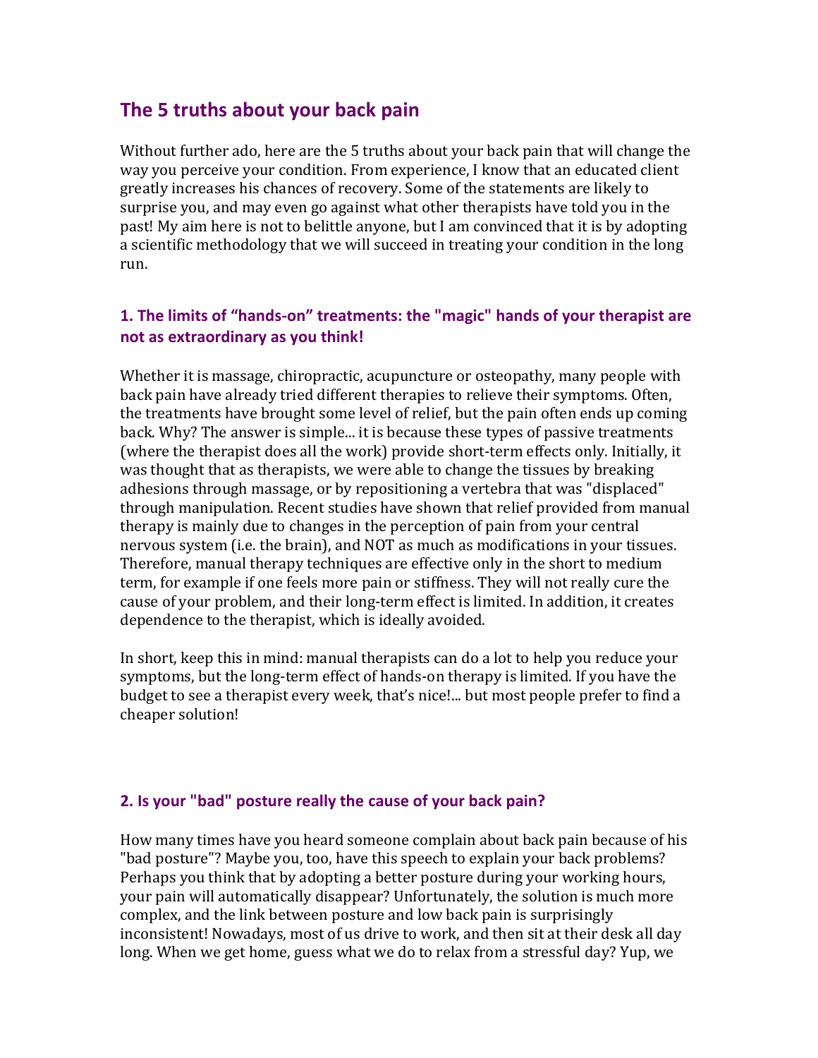## The 5 truths about your back pain

Without further ado, here are the 5 truths about your back pain that will change the way you perceive your condition. From experience, I know that an educated client greatly increases his chances of recovery. Some of the statements are likely to surprise you, and may even go against what other therapists have told you in the past! My aim here is not to belittle anyone, but I am convinced that it is by adopting a scientific methodology that we will succeed in treating your condition in the long run.

### 1. The limits of “hands-on” treatments: the "magic" hands of your therapist are not as extraordinary as you think!

Whether it is massage, chiropractic, acupuncture or osteopathy, many people with back pain have already tried different therapies to relieve their symptoms. Often, the treatments have brought some level of relief, but the pain often ends up coming back. Why? The answer is simple... it is because these types of passive treatments (where the therapist does all the work) provide short-term effects only. Initially, it was thought that as therapists, we were able to change the tissues by breaking adhesions through massage, or by repositioning a vertebra that was "displaced" through manipulation. Recent studies have shown that relief provided from manual therapy is mainly due to changes in the perception of pain from your central nervous system (i.e. the brain), and NOT as much as modifications in your tissues. Therefore, manual therapy techniques are effective only in the short to medium term, for example if one feels more pain or stiffness. They will not really cure the cause of your problem, and their long-term effect is limited. In addition, it creates dependence to the therapist, which is ideally avoided.

In short, keep this in mind: manual therapists can do a lot to help you reduce your symptoms, but the long-term effect of hands-on therapy is limited. If you have the budget to see a therapist every week, that’s nice!... but most people prefer to find a cheaper solution!

### 2. Is your "bad" posture really the cause of your back pain?

How many times have you heard someone complain about back pain because of his "bad posture"? Maybe you, too, have this speech to explain your back problems? Perhaps you think that by adopting a better posture during your working hours, your pain will automatically disappear? Unfortunately, the solution is much more complex, and the link between posture and low back pain is surprisingly inconsistent! Nowadays, most of us drive to work, and then sit at their desk all day long. When we get home, guess what we do to relax from a stressful day? Yup, we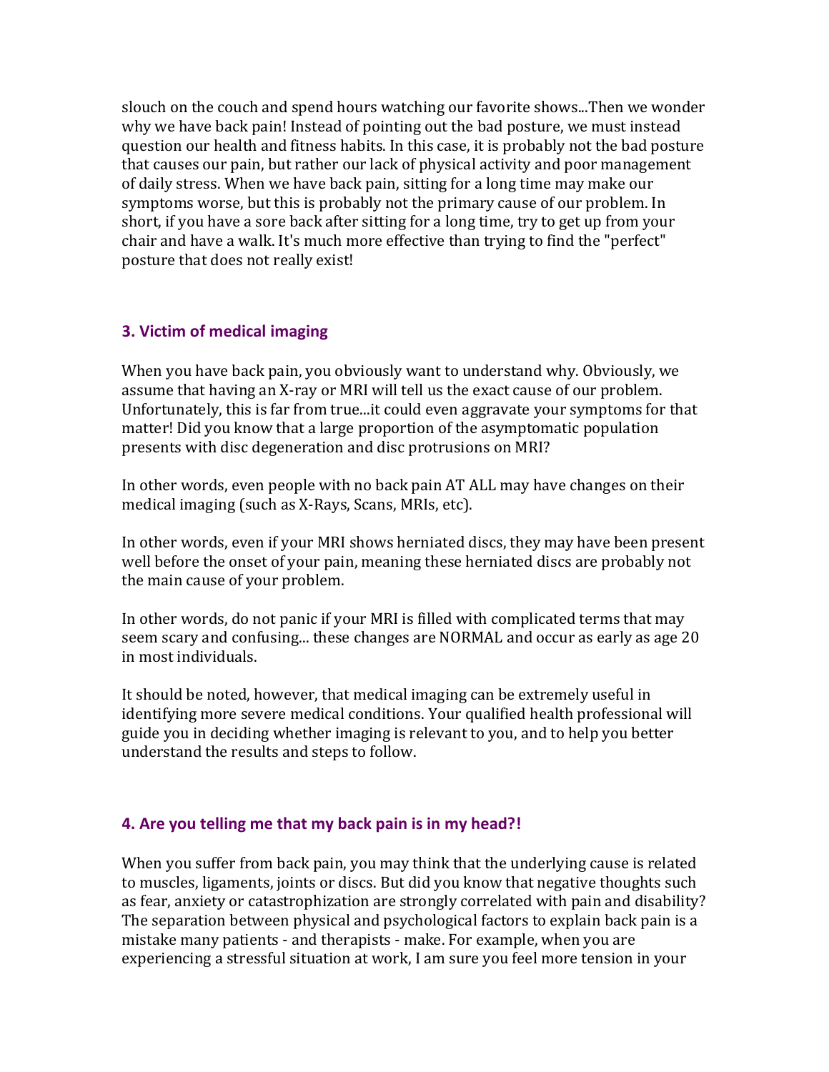slouch on the couch and spend hours watching our favorite shows...Then we wonder why we have back pain! Instead of pointing out the bad posture, we must instead question our health and fitness habits. In this case, it is probably not the bad posture that causes our pain, but rather our lack of physical activity and poor management of daily stress. When we have back pain, sitting for a long time may make our symptoms worse, but this is probably not the primary cause of our problem. In short, if you have a sore back after sitting for a long time, try to get up from your chair and have a walk. It's much more effective than trying to find the "perfect" posture that does not really exist!

### 3. Victim of medical imaging

When you have back pain, you obviously want to understand why. Obviously, we assume that having an X-ray or MRI will tell us the exact cause of our problem. Unfortunately, this is far from true...it could even aggravate your symptoms for that matter! Did you know that a large proportion of the asymptomatic population presents with disc degeneration and disc protrusions on MRI?

In other words, even people with no back pain AT ALL may have changes on their medical imaging (such as X-Rays, Scans, MRIs, etc).

In other words, even if your MRI shows herniated discs, they may have been present well before the onset of your pain, meaning these herniated discs are probably not the main cause of your problem.

In other words, do not panic if your MRI is filled with complicated terms that may seem scary and confusing... these changes are NORMAL and occur as early as age 20 in most individuals.

It should be noted, however, that medical imaging can be extremely useful in identifying more severe medical conditions. Your qualified health professional will guide you in deciding whether imaging is relevant to you, and to help you better understand the results and steps to follow.

### 4. Are you telling me that my back pain is in my head?!

When you suffer from back pain, you may think that the underlying cause is related to muscles, ligaments, joints or discs. But did you know that negative thoughts such as fear, anxiety or catastrophization are strongly correlated with pain and disability? The separation between physical and psychological factors to explain back pain is a mistake many patients - and therapists - make. For example, when you are experiencing a stressful situation at work, I am sure you feel more tension in your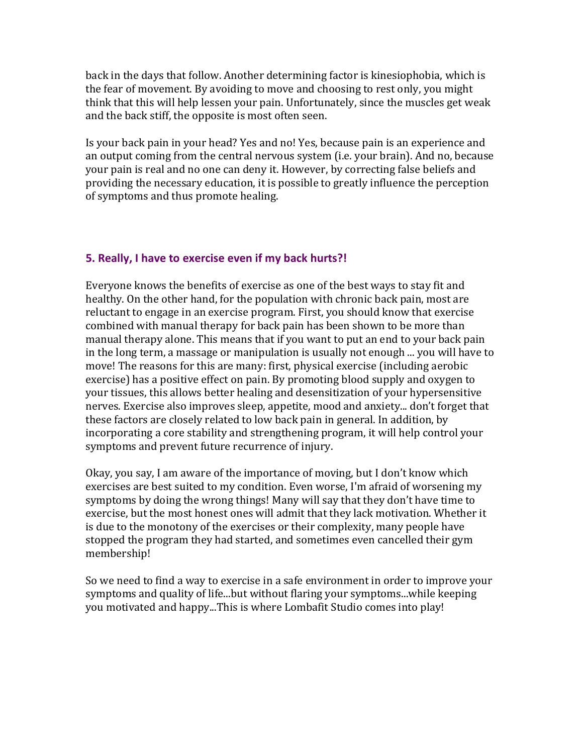back in the days that follow. Another determining factor is kinesiophobia, which is the fear of movement. By avoiding to move and choosing to rest only, you might think that this will help lessen your pain. Unfortunately, since the muscles get weak and the back stiff, the opposite is most often seen.

Is your back pain in your head? Yes and no! Yes, because pain is an experience and an output coming from the central nervous system (i.e. your brain). And no, because your pain is real and no one can deny it. However, by correcting false beliefs and providing the necessary education, it is possible to greatly influence the perception of symptoms and thus promote healing.

### 5. Really, I have to exercise even if my back hurts?!

Everyone knows the benefits of exercise as one of the best ways to stay fit and healthy. On the other hand, for the population with chronic back pain, most are reluctant to engage in an exercise program. First, you should know that exercise combined with manual therapy for back pain has been shown to be more than manual therapy alone. This means that if you want to put an end to your back pain in the long term, a massage or manipulation is usually not enough ... you will have to move! The reasons for this are many: first, physical exercise (including aerobic exercise) has a positive effect on pain. By promoting blood supply and oxygen to your tissues, this allows better healing and desensitization of your hypersensitive nerves. Exercise also improves sleep, appetite, mood and anxiety... don't forget that these factors are closely related to low back pain in general. In addition, by incorporating a core stability and strengthening program, it will help control your symptoms and prevent future recurrence of injury.

Okay, you say, I am aware of the importance of moving, but I don't know which exercises are best suited to my condition. Even worse, I'm afraid of worsening my symptoms by doing the wrong things! Many will say that they don't have time to exercise, but the most honest ones will admit that they lack motivation. Whether it is due to the monotony of the exercises or their complexity, many people have stopped the program they had started, and sometimes even cancelled their gym membership!

So we need to find a way to exercise in a safe environment in order to improve your symptoms and quality of life...but without flaring your symptoms...while keeping you motivated and happy...This is where Lombafit Studio comes into play!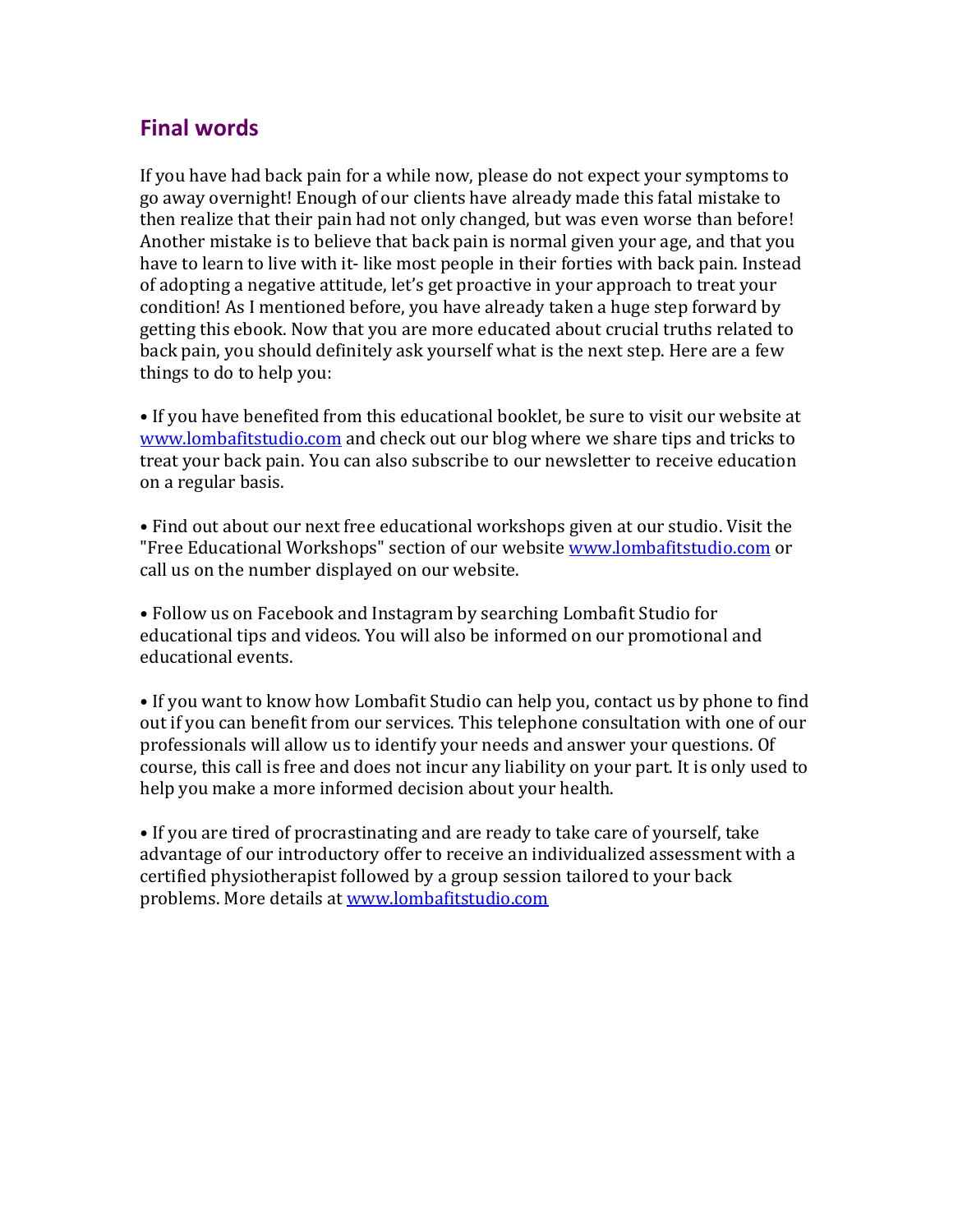## Final words

If you have had back pain for a while now, please do not expect your symptoms to go away overnight! Enough of our clients have already made this fatal mistake to then realize that their pain had not only changed, but was even worse than before! Another mistake is to believe that back pain is normal given your age, and that you have to learn to live with it- like most people in their forties with back pain. Instead of adopting a negative attitude, let's get proactive in your approach to treat your condition! As I mentioned before, you have already taken a huge step forward by getting this ebook. Now that you are more educated about crucial truths related to back pain, you should definitely ask yourself what is the next step. Here are a few things to do to help you:

- If you have benefited from this educational booklet, be sure to visit our website at www.lombafitstudio.com and check out our blog where we share tips and tricks to treat your back pain. You can also subscribe to our newsletter to receive education on a regular basis.

- Find out about our next free educational workshops given at our studio. Visit the "Free Educational Workshops" section of our website www.lombafitstudio.com or call us on the number displayed on our website.

- Follow us on Facebook and Instagram by searching Lombafit Studio for educational tips and videos. You will also be informed on our promotional and educational events.

- If you want to know how Lombafit Studio can help you, contact us by phone to find out if you can benefit from our services. This telephone consultation with one of our professionals will allow us to identify your needs and answer your questions. Of course, this call is free and does not incur any liability on your part. It is only used to help you make a more informed decision about your health.

- If you are tired of procrastinating and are ready to take care of yourself, take advantage of our introductory offer to receive an individualized assessment with a certified physiotherapist followed by a group session tailored to your back problems. More details at www.lombafitstudio.com